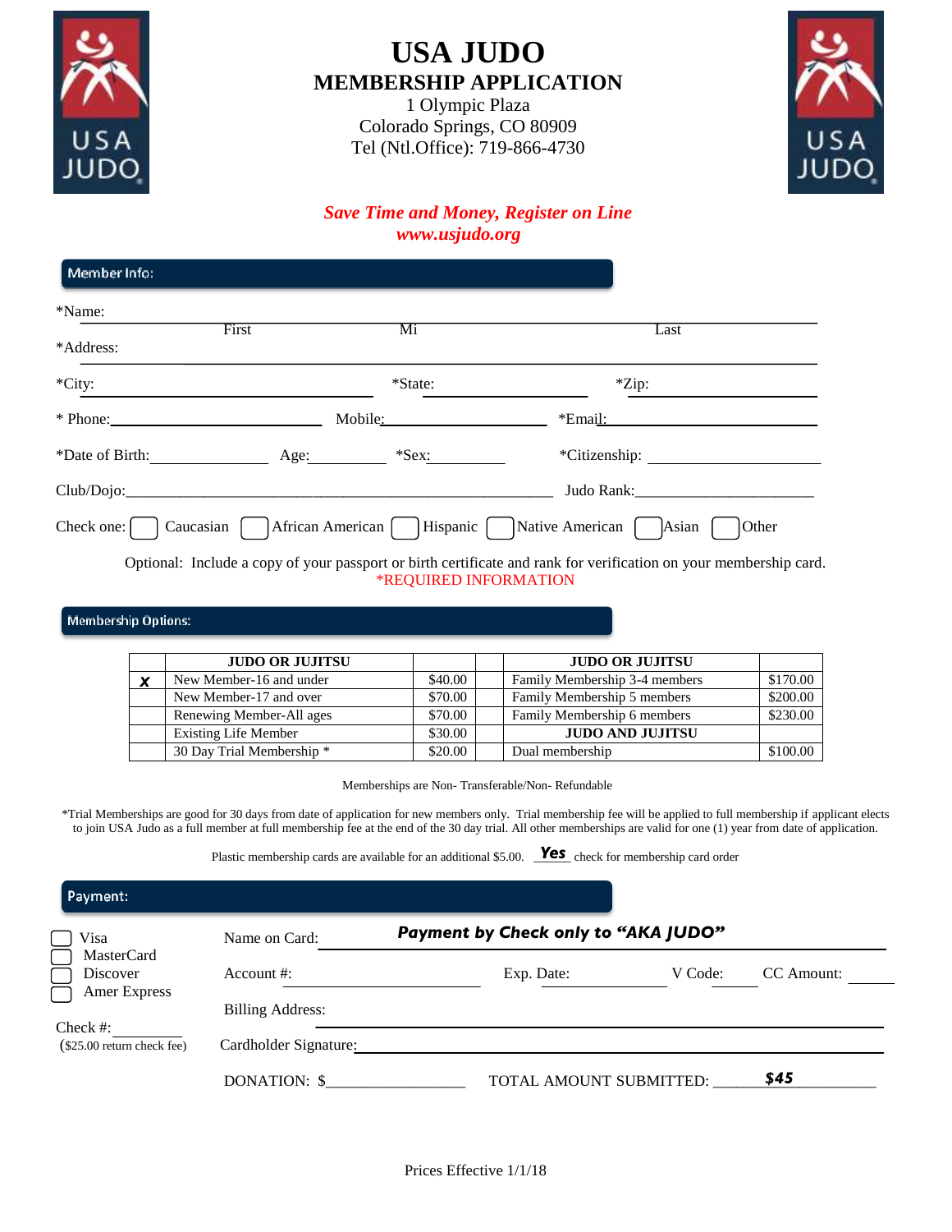# USA JUDO

## MEMBERSHIP APPLICATION

1 Olympic Plaza
Colorado Springs, CO 80909
Tel (Ntl.Office): 719-866-4730

***Save Time and Money, Register on Line***
***www.usjudo.org***

## Member Info:

*Name: ______________________________________________
First   Mi   Last

*Address: ______________________________________________

*City: ____________________ *State: ____________ *Zip: ____________

* Phone: ____________________ Mobile: ____________________ *Email: ____________________

*Date of Birth: ____________ Age: ________ *Sex: ________ *Citizenship: ____________

Club/Dojo: ______________________________________________ Judo Rank: ____________________

Check one: ☐ Caucasian ☐ African American ☐ Hispanic ☐ Native American ☐ Asian ☐ Other

Optional: Include a copy of your passport or birth certificate and rank for verification on your membership card.
*REQUIRED INFORMATION

## Membership Options:

| | JUDO OR JUJITSU | | | JUDO OR JUJITSU | |
|---|---|---|---|---|---|
| **x** | New Member-16 and under | $40.00 | | Family Membership 3-4 members | $170.00 |
| | New Member-17 and over | $70.00 | | Family Membership 5 members | $200.00 |
| | Renewing Member-All ages | $70.00 | | Family Membership 6 members | $230.00 |
| | Existing Life Member | $30.00 | | **JUDO AND JUJITSU** | |
| | 30 Day Trial Membership * | $20.00 | | Dual membership | $100.00 |

Memberships are Non- Transferable/Non- Refundable

*Trial Memberships are good for 30 days from date of application for new members only. Trial membership fee will be applied to full membership if applicant elects to join USA Judo as a full member at full membership fee at the end of the 30 day trial. All other memberships are valid for one (1) year from date of application.

Plastic membership cards are available for an additional $5.00. ***Yes*** check for membership card order

## Payment:

☐ Visa
☐ MasterCard
☐ Discover
☐ Amer Express

Check #: ________
($25.00 return check fee)

Name on Card: ***Payment by Check only to "AKA JUDO"***

Account #: ____________________ Exp. Date: ____________ V Code: ________ CC Amount: ________

Billing Address: ______________________________________________

Cardholder Signature: ______________________________________________

DONATION: $________________ TOTAL AMOUNT SUBMITTED: ***$45***

Prices Effective 1/1/18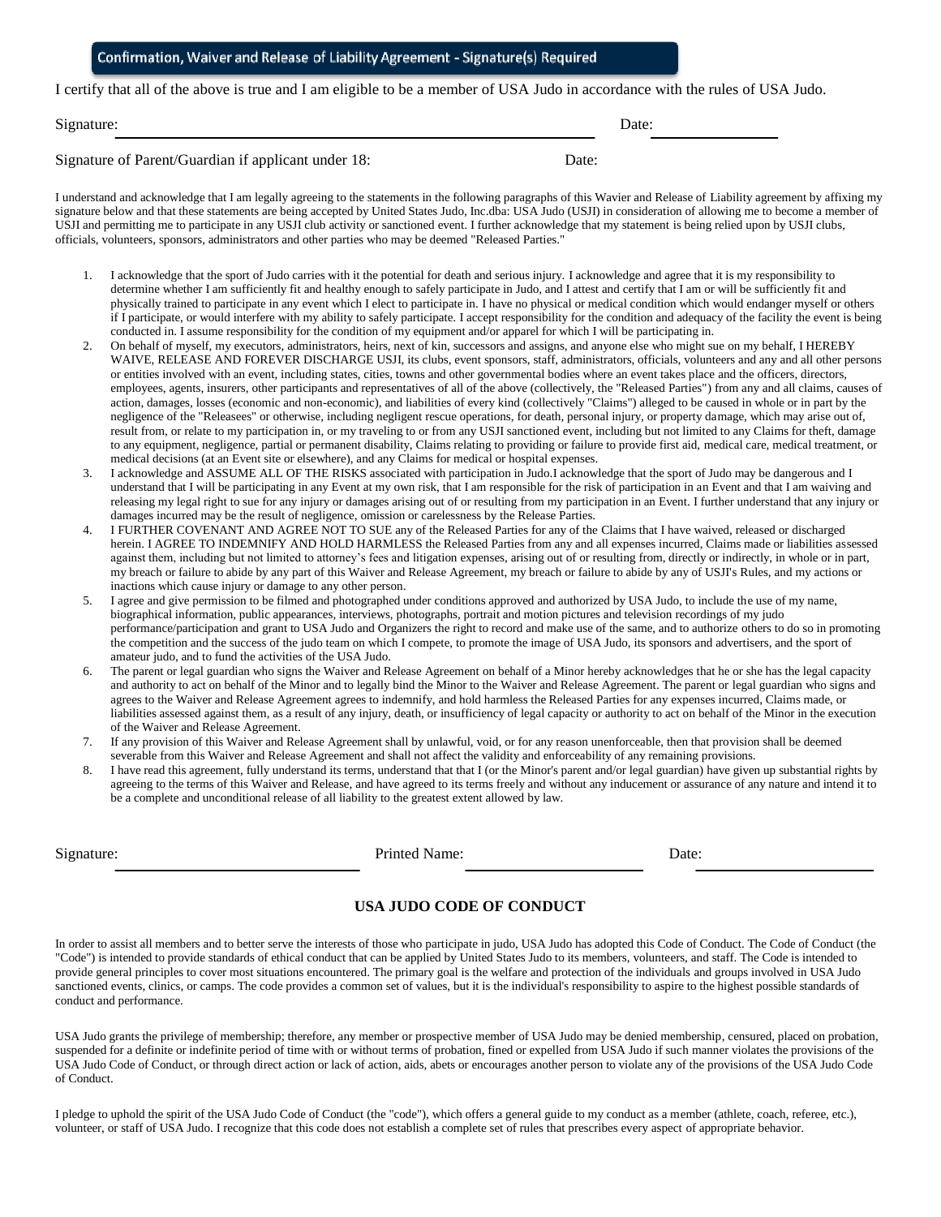## Confirmation, Waiver and Release of Liability Agreement - Signature(s) Required

I certify that all of the above is true and I am eligible to be a member of USA Judo in accordance with the rules of USA Judo.

Signature: \_\_\_\_\_\_\_\_\_\_\_\_\_\_\_\_\_\_\_\_\_\_\_\_\_\_\_\_\_\_\_\_\_\_\_\_\_\_\_\_ Date: \_\_\_\_\_\_\_\_\_\_\_\_

Signature of Parent/Guardian if applicant under 18: Date:

I understand and acknowledge that I am legally agreeing to the statements in the following paragraphs of this Wavier and Release of Liability agreement by affixing my signature below and that these statements are being accepted by United States Judo, Inc.dba: USA Judo (USJI) in consideration of allowing me to become a member of USJI and permitting me to participate in any USJI club activity or sanctioned event. I further acknowledge that my statement is being relied upon by USJI clubs, officials, volunteers, sponsors, administrators and other parties who may be deemed "Released Parties."

1. I acknowledge that the sport of Judo carries with it the potential for death and serious injury. I acknowledge and agree that it is my responsibility to determine whether I am sufficiently fit and healthy enough to safely participate in Judo, and I attest and certify that I am or will be sufficiently fit and physically trained to participate in any event which I elect to participate in. I have no physical or medical condition which would endanger myself or others if I participate, or would interfere with my ability to safely participate. I accept responsibility for the condition and adequacy of the facility the event is being conducted in. I assume responsibility for the condition of my equipment and/or apparel for which I will be participating in.
2. On behalf of myself, my executors, administrators, heirs, next of kin, successors and assigns, and anyone else who might sue on my behalf, I HEREBY WAIVE, RELEASE AND FOREVER DISCHARGE USJI, its clubs, event sponsors, staff, administrators, officials, volunteers and any and all other persons or entities involved with an event, including states, cities, towns and other governmental bodies where an event takes place and the officers, directors, employees, agents, insurers, other participants and representatives of all of the above (collectively, the "Released Parties") from any and all claims, causes of action, damages, losses (economic and non-economic), and liabilities of every kind (collectively "Claims") alleged to be caused in whole or in part by the negligence of the "Releasees" or otherwise, including negligent rescue operations, for death, personal injury, or property damage, which may arise out of, result from, or relate to my participation in, or my traveling to or from any USJI sanctioned event, including but not limited to any Claims for theft, damage to any equipment, negligence, partial or permanent disability, Claims relating to providing or failure to provide first aid, medical care, medical treatment, or medical decisions (at an Event site or elsewhere), and any Claims for medical or hospital expenses.
3. I acknowledge and ASSUME ALL OF THE RISKS associated with participation in Judo.I acknowledge that the sport of Judo may be dangerous and I understand that I will be participating in any Event at my own risk, that I am responsible for the risk of participation in an Event and that I am waiving and releasing my legal right to sue for any injury or damages arising out of or resulting from my participation in an Event. I further understand that any injury or damages incurred may be the result of negligence, omission or carelessness by the Release Parties.
4. I FURTHER COVENANT AND AGREE NOT TO SUE any of the Released Parties for any of the Claims that I have waived, released or discharged herein. I AGREE TO INDEMNIFY AND HOLD HARMLESS the Released Parties from any and all expenses incurred, Claims made or liabilities assessed against them, including but not limited to attorney's fees and litigation expenses, arising out of or resulting from, directly or indirectly, in whole or in part, my breach or failure to abide by any part of this Waiver and Release Agreement, my breach or failure to abide by any of USJI's Rules, and my actions or inactions which cause injury or damage to any other person.
5. I agree and give permission to be filmed and photographed under conditions approved and authorized by USA Judo, to include the use of my name, biographical information, public appearances, interviews, photographs, portrait and motion pictures and television recordings of my judo performance/participation and grant to USA Judo and Organizers the right to record and make use of the same, and to authorize others to do so in promoting the competition and the success of the judo team on which I compete, to promote the image of USA Judo, its sponsors and advertisers, and the sport of amateur judo, and to fund the activities of the USA Judo.
6. The parent or legal guardian who signs the Waiver and Release Agreement on behalf of a Minor hereby acknowledges that he or she has the legal capacity and authority to act on behalf of the Minor and to legally bind the Minor to the Waiver and Release Agreement. The parent or legal guardian who signs and agrees to the Waiver and Release Agreement agrees to indemnify, and hold harmless the Released Parties for any expenses incurred, Claims made, or liabilities assessed against them, as a result of any injury, death, or insufficiency of legal capacity or authority to act on behalf of the Minor in the execution of the Waiver and Release Agreement.
7. If any provision of this Waiver and Release Agreement shall by unlawful, void, or for any reason unenforceable, then that provision shall be deemed severable from this Waiver and Release Agreement and shall not affect the validity and enforceability of any remaining provisions.
8. I have read this agreement, fully understand its terms, understand that that I (or the Minor's parent and/or legal guardian) have given up substantial rights by agreeing to the terms of this Waiver and Release, and have agreed to its terms freely and without any inducement or assurance of any nature and intend it to be a complete and unconditional release of all liability to the greatest extent allowed by law.

Signature: \_\_\_\_\_\_\_\_\_\_\_\_\_\_\_\_\_\_\_\_ Printed Name: \_\_\_\_\_\_\_\_\_\_\_\_\_\_\_\_\_\_\_\_ Date: \_\_\_\_\_\_\_\_\_\_\_\_\_\_\_\_\_\_\_\_

## USA JUDO CODE OF CONDUCT

In order to assist all members and to better serve the interests of those who participate in judo, USA Judo has adopted this Code of Conduct. The Code of Conduct (the "Code") is intended to provide standards of ethical conduct that can be applied by United States Judo to its members, volunteers, and staff. The Code is intended to provide general principles to cover most situations encountered. The primary goal is the welfare and protection of the individuals and groups involved in USA Judo sanctioned events, clinics, or camps. The code provides a common set of values, but it is the individual's responsibility to aspire to the highest possible standards of conduct and performance.

USA Judo grants the privilege of membership; therefore, any member or prospective member of USA Judo may be denied membership, censured, placed on probation, suspended for a definite or indefinite period of time with or without terms of probation, fined or expelled from USA Judo if such manner violates the provisions of the USA Judo Code of Conduct, or through direct action or lack of action, aids, abets or encourages another person to violate any of the provisions of the USA Judo Code of Conduct.

I pledge to uphold the spirit of the USA Judo Code of Conduct (the "code"), which offers a general guide to my conduct as a member (athlete, coach, referee, etc.), volunteer, or staff of USA Judo. I recognize that this code does not establish a complete set of rules that prescribes every aspect of appropriate behavior.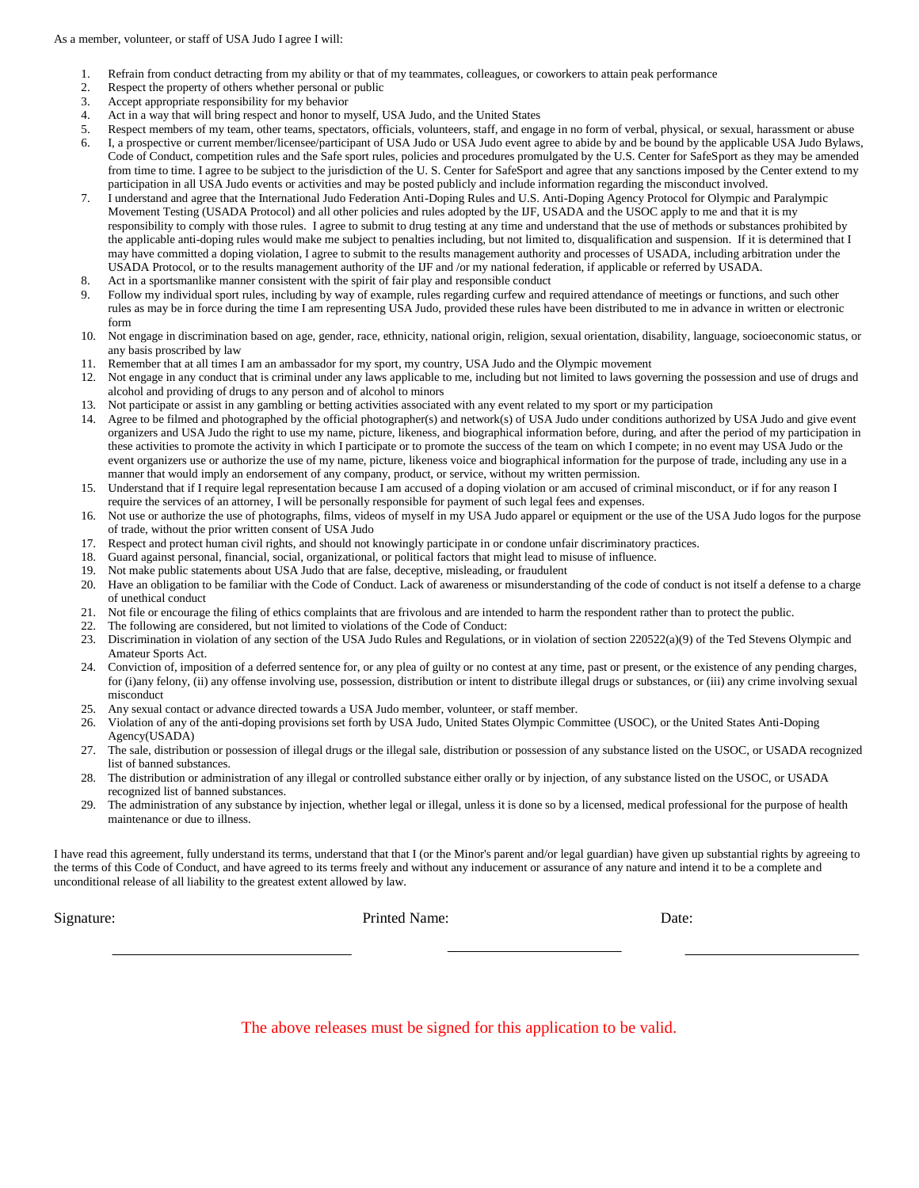As a member, volunteer, or staff of USA Judo I agree I will:

1. Refrain from conduct detracting from my ability or that of my teammates, colleagues, or coworkers to attain peak performance
2. Respect the property of others whether personal or public
3. Accept appropriate responsibility for my behavior
4. Act in a way that will bring respect and honor to myself, USA Judo, and the United States
5. Respect members of my team, other teams, spectators, officials, volunteers, staff, and engage in no form of verbal, physical, or sexual, harassment or abuse
6. I, a prospective or current member/licensee/participant of USA Judo or USA Judo event agree to abide by and be bound by the applicable USA Judo Bylaws, Code of Conduct, competition rules and the Safe sport rules, policies and procedures promulgated by the U.S. Center for SafeSport as they may be amended from time to time. I agree to be subject to the jurisdiction of the U. S. Center for SafeSport and agree that any sanctions imposed by the Center extend to my participation in all USA Judo events or activities and may be posted publicly and include information regarding the misconduct involved.
7. I understand and agree that the International Judo Federation Anti-Doping Rules and U.S. Anti-Doping Agency Protocol for Olympic and Paralympic Movement Testing (USADA Protocol) and all other policies and rules adopted by the IJF, USADA and the USOC apply to me and that it is my responsibility to comply with those rules. I agree to submit to drug testing at any time and understand that the use of methods or substances prohibited by the applicable anti-doping rules would make me subject to penalties including, but not limited to, disqualification and suspension. If it is determined that I may have committed a doping violation, I agree to submit to the results management authority and processes of USADA, including arbitration under the USADA Protocol, or to the results management authority of the IJF and /or my national federation, if applicable or referred by USADA.
8. Act in a sportsmanlike manner consistent with the spirit of fair play and responsible conduct
9. Follow my individual sport rules, including by way of example, rules regarding curfew and required attendance of meetings or functions, and such other rules as may be in force during the time I am representing USA Judo, provided these rules have been distributed to me in advance in written or electronic form
10. Not engage in discrimination based on age, gender, race, ethnicity, national origin, religion, sexual orientation, disability, language, socioeconomic status, or any basis proscribed by law
11. Remember that at all times I am an ambassador for my sport, my country, USA Judo and the Olympic movement
12. Not engage in any conduct that is criminal under any laws applicable to me, including but not limited to laws governing the possession and use of drugs and alcohol and providing of drugs to any person and of alcohol to minors
13. Not participate or assist in any gambling or betting activities associated with any event related to my sport or my participation
14. Agree to be filmed and photographed by the official photographer(s) and network(s) of USA Judo under conditions authorized by USA Judo and give event organizers and USA Judo the right to use my name, picture, likeness, and biographical information before, during, and after the period of my participation in these activities to promote the activity in which I participate or to promote the success of the team on which I compete; in no event may USA Judo or the event organizers use or authorize the use of my name, picture, likeness voice and biographical information for the purpose of trade, including any use in a manner that would imply an endorsement of any company, product, or service, without my written permission.
15. Understand that if I require legal representation because I am accused of a doping violation or am accused of criminal misconduct, or if for any reason I require the services of an attorney, I will be personally responsible for payment of such legal fees and expenses.
16. Not use or authorize the use of photographs, films, videos of myself in my USA Judo apparel or equipment or the use of the USA Judo logos for the purpose of trade, without the prior written consent of USA Judo
17. Respect and protect human civil rights, and should not knowingly participate in or condone unfair discriminatory practices.
18. Guard against personal, financial, social, organizational, or political factors that might lead to misuse of influence.
19. Not make public statements about USA Judo that are false, deceptive, misleading, or fraudulent
20. Have an obligation to be familiar with the Code of Conduct. Lack of awareness or misunderstanding of the code of conduct is not itself a defense to a charge of unethical conduct
21. Not file or encourage the filing of ethics complaints that are frivolous and are intended to harm the respondent rather than to protect the public.
22. The following are considered, but not limited to violations of the Code of Conduct:
23. Discrimination in violation of any section of the USA Judo Rules and Regulations, or in violation of section 220522(a)(9) of the Ted Stevens Olympic and Amateur Sports Act.
24. Conviction of, imposition of a deferred sentence for, or any plea of guilty or no contest at any time, past or present, or the existence of any pending charges, for (i)any felony, (ii) any offense involving use, possession, distribution or intent to distribute illegal drugs or substances, or (iii) any crime involving sexual misconduct
25. Any sexual contact or advance directed towards a USA Judo member, volunteer, or staff member.
26. Violation of any of the anti-doping provisions set forth by USA Judo, United States Olympic Committee (USOC), or the United States Anti-Doping Agency(USADA)
27. The sale, distribution or possession of illegal drugs or the illegal sale, distribution or possession of any substance listed on the USOC, or USADA recognized list of banned substances.
28. The distribution or administration of any illegal or controlled substance either orally or by injection, of any substance listed on the USOC, or USADA recognized list of banned substances.
29. The administration of any substance by injection, whether legal or illegal, unless it is done so by a licensed, medical professional for the purpose of health maintenance or due to illness.

I have read this agreement, fully understand its terms, understand that that I (or the Minor's parent and/or legal guardian) have given up substantial rights by agreeing to the terms of this Code of Conduct, and have agreed to its terms freely and without any inducement or assurance of any nature and intend it to be a complete and unconditional release of all liability to the greatest extent allowed by law.

Signature: ______________________ Printed Name: ______________________ Date: ______________________

The above releases must be signed for this application to be valid.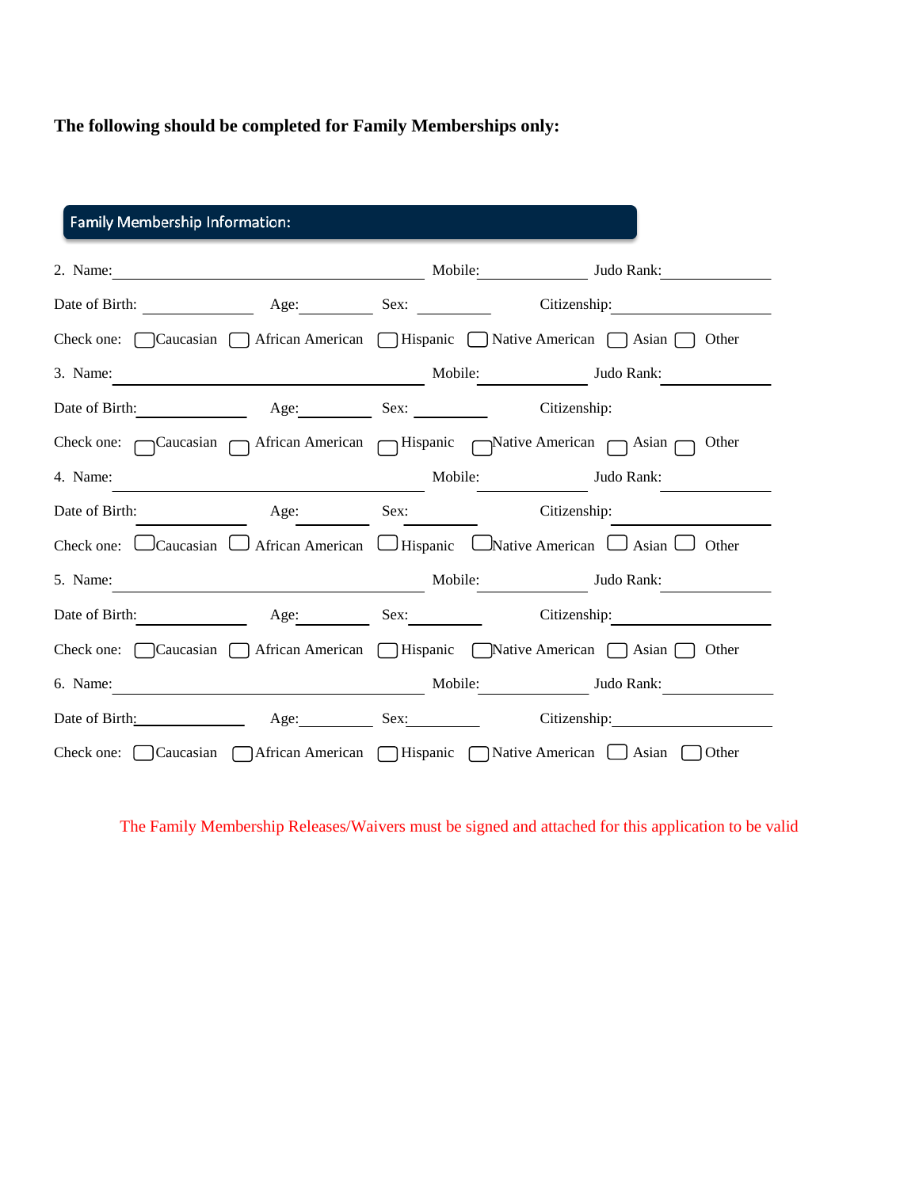**The following should be completed for Family Memberships only:**

## Family Membership Information:

2. Name: ______________________ Mobile: __________ Judo Rank: __________

Date of Birth: __________ Age: ________ Sex: ________ Citizenship: __________

Check one: ☐ Caucasian ☐ African American ☐ Hispanic ☐ Native American ☐ Asian ☐ Other

3. Name: ______________________ Mobile: __________ Judo Rank: __________

Date of Birth: __________ Age: ________ Sex: ________ Citizenship:

Check one: ☐ Caucasian ☐ African American ☐ Hispanic ☐ Native American ☐ Asian ☐ Other

4. Name: ______________________ Mobile: __________ Judo Rank: __________

Date of Birth: __________ Age: ________ Sex: ________ Citizenship: __________

Check one: ☐ Caucasian ☐ African American ☐ Hispanic ☐ Native American ☐ Asian ☐ Other

5. Name: ______________________ Mobile: __________ Judo Rank: __________

Date of Birth: __________ Age: ________ Sex: ________ Citizenship: __________

Check one: ☐ Caucasian ☐ African American ☐ Hispanic ☐ Native American ☐ Asian ☐ Other

6. Name: ______________________ Mobile: __________ Judo Rank: __________

Date of Birth: __________ Age: ________ Sex: ________ Citizenship: __________

Check one: ☐ Caucasian ☐ African American ☐ Hispanic ☐ Native American ☐ Asian ☐ Other

The Family Membership Releases/Waivers must be signed and attached for this application to be valid